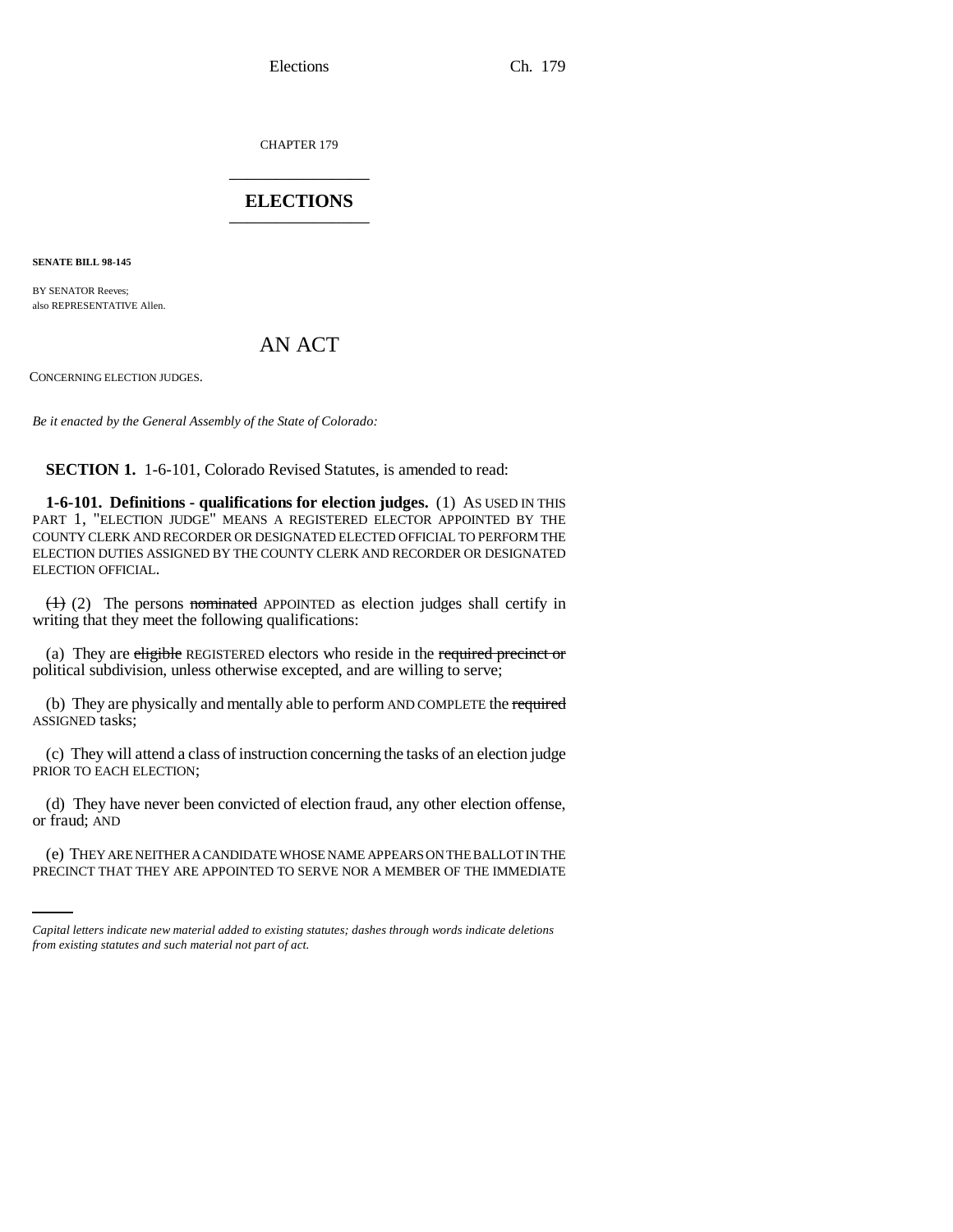CHAPTER 179

# ELECTIONS

**SENATE BILL 98-145**

BY SENATOR Reeves;
also REPRESENTATIVE Allen.

# AN ACT

CONCERNING ELECTION JUDGES.

*Be it enacted by the General Assembly of the State of Colorado:*

**SECTION 1.** 1-6-101, Colorado Revised Statutes, is amended to read:

**1-6-101. Definitions - qualifications for election judges.** (1) AS USED IN THIS PART 1, "ELECTION JUDGE" MEANS A REGISTERED ELECTOR APPOINTED BY THE COUNTY CLERK AND RECORDER OR DESIGNATED ELECTED OFFICIAL TO PERFORM THE ELECTION DUTIES ASSIGNED BY THE COUNTY CLERK AND RECORDER OR DESIGNATED ELECTION OFFICIAL.

~~(1)~~ (2) The persons ~~nominated~~ APPOINTED as election judges shall certify in writing that they meet the following qualifications:

(a) They are ~~eligible~~ REGISTERED electors who reside in the ~~required precinct or~~ political subdivision, unless otherwise excepted, and are willing to serve;

(b) They are physically and mentally able to perform AND COMPLETE the ~~required~~ ASSIGNED tasks;

(c) They will attend a class of instruction concerning the tasks of an election judge PRIOR TO EACH ELECTION;

(d) They have never been convicted of election fraud, any other election offense, or fraud; AND

(e) THEY ARE NEITHER A CANDIDATE WHOSE NAME APPEARS ON THE BALLOT IN THE PRECINCT THAT THEY ARE APPOINTED TO SERVE NOR A MEMBER OF THE IMMEDIATE

*Capital letters indicate new material added to existing statutes; dashes through words indicate deletions from existing statutes and such material not part of act.*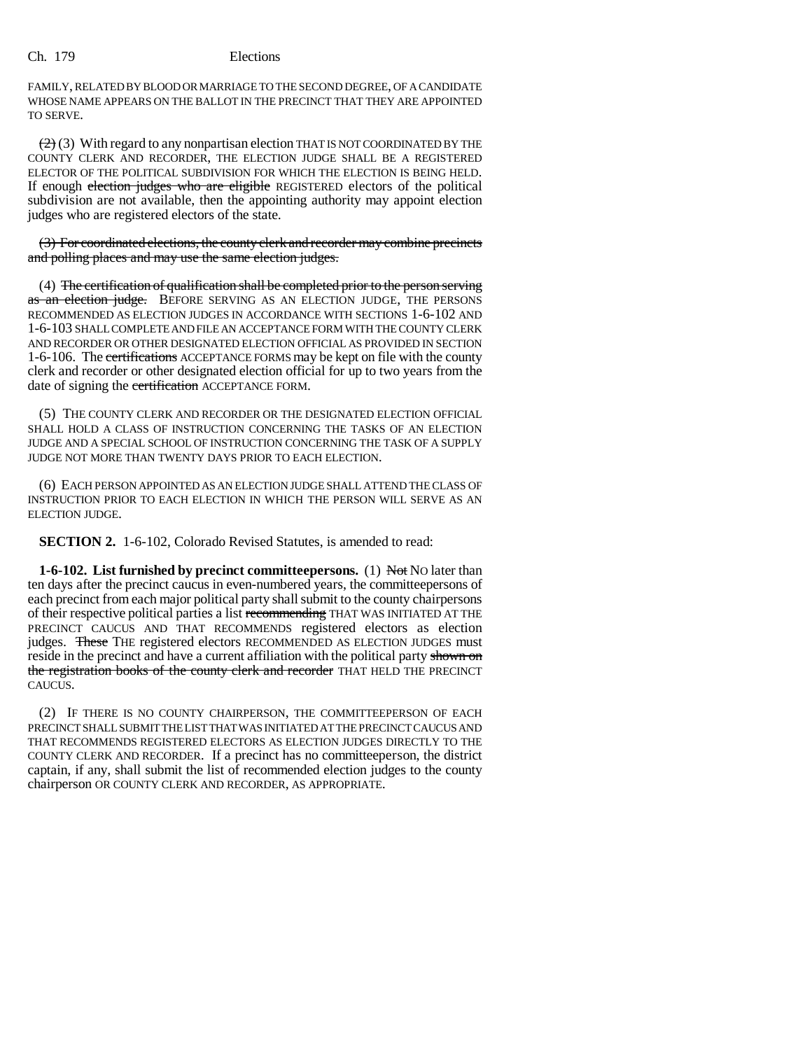FAMILY, RELATED BY BLOOD OR MARRIAGE TO THE SECOND DEGREE, OF A CANDIDATE WHOSE NAME APPEARS ON THE BALLOT IN THE PRECINCT THAT THEY ARE APPOINTED TO SERVE.

~~(2)~~ (3) With regard to any nonpartisan election THAT IS NOT COORDINATED BY THE COUNTY CLERK AND RECORDER, THE ELECTION JUDGE SHALL BE A REGISTERED ELECTOR OF THE POLITICAL SUBDIVISION FOR WHICH THE ELECTION IS BEING HELD. If enough ~~election judges who are eligible~~ REGISTERED electors of the political subdivision are not available, then the appointing authority may appoint election judges who are registered electors of the state.

~~(3) For coordinated elections, the county clerk and recorder may combine precincts and polling places and may use the same election judges.~~

(4) ~~The certification of qualification shall be completed prior to the person serving as an election judge.~~ BEFORE SERVING AS AN ELECTION JUDGE, THE PERSONS RECOMMENDED AS ELECTION JUDGES IN ACCORDANCE WITH SECTIONS 1-6-102 AND 1-6-103 SHALL COMPLETE AND FILE AN ACCEPTANCE FORM WITH THE COUNTY CLERK AND RECORDER OR OTHER DESIGNATED ELECTION OFFICIAL AS PROVIDED IN SECTION 1-6-106. The ~~certifications~~ ACCEPTANCE FORMS may be kept on file with the county clerk and recorder or other designated election official for up to two years from the date of signing the ~~certification~~ ACCEPTANCE FORM.

(5) THE COUNTY CLERK AND RECORDER OR THE DESIGNATED ELECTION OFFICIAL SHALL HOLD A CLASS OF INSTRUCTION CONCERNING THE TASKS OF AN ELECTION JUDGE AND A SPECIAL SCHOOL OF INSTRUCTION CONCERNING THE TASK OF A SUPPLY JUDGE NOT MORE THAN TWENTY DAYS PRIOR TO EACH ELECTION.

(6) EACH PERSON APPOINTED AS AN ELECTION JUDGE SHALL ATTEND THE CLASS OF INSTRUCTION PRIOR TO EACH ELECTION IN WHICH THE PERSON WILL SERVE AS AN ELECTION JUDGE.

**SECTION 2.** 1-6-102, Colorado Revised Statutes, is amended to read:

**1-6-102. List furnished by precinct committeepersons.** (1) ~~Not~~ NO later than ten days after the precinct caucus in even-numbered years, the committeepersons of each precinct from each major political party shall submit to the county chairpersons of their respective political parties a list ~~recommending~~ THAT WAS INITIATED AT THE PRECINCT CAUCUS AND THAT RECOMMENDS registered electors as election judges. ~~These~~ THE registered electors RECOMMENDED AS ELECTION JUDGES must reside in the precinct and have a current affiliation with the political party ~~shown on the registration books of the county clerk and recorder~~ THAT HELD THE PRECINCT CAUCUS.

(2) IF THERE IS NO COUNTY CHAIRPERSON, THE COMMITTEEPERSON OF EACH PRECINCT SHALL SUBMIT THE LIST THAT WAS INITIATED AT THE PRECINCT CAUCUS AND THAT RECOMMENDS REGISTERED ELECTORS AS ELECTION JUDGES DIRECTLY TO THE COUNTY CLERK AND RECORDER. If a precinct has no committeeperson, the district captain, if any, shall submit the list of recommended election judges to the county chairperson OR COUNTY CLERK AND RECORDER, AS APPROPRIATE.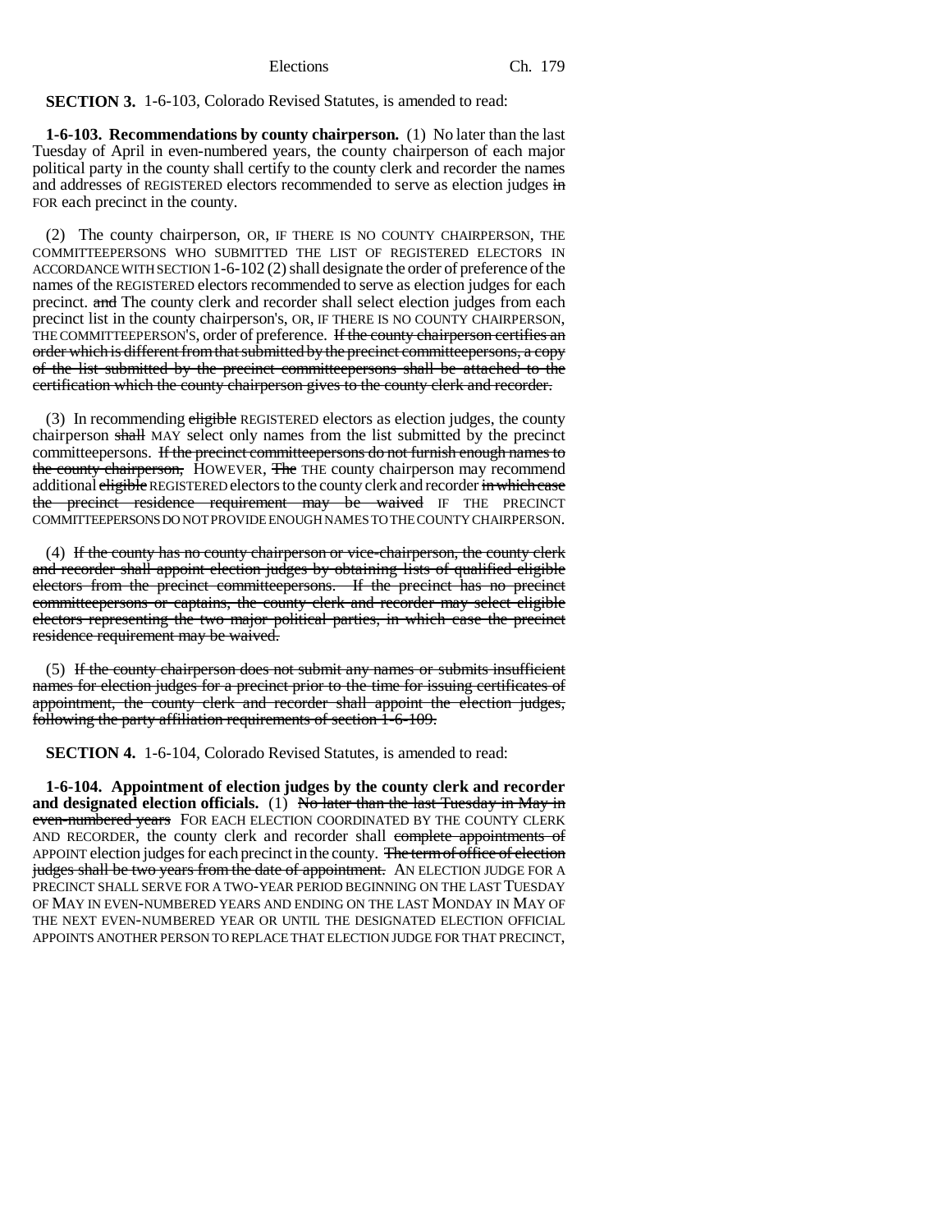**SECTION 3.** 1-6-103, Colorado Revised Statutes, is amended to read:

**1-6-103. Recommendations by county chairperson.** (1) No later than the last Tuesday of April in even-numbered years, the county chairperson of each major political party in the county shall certify to the county clerk and recorder the names and addresses of REGISTERED electors recommended to serve as election judges ~~in~~ FOR each precinct in the county.

(2) The county chairperson, OR, IF THERE IS NO COUNTY CHAIRPERSON, THE COMMITTEEPERSONS WHO SUBMITTED THE LIST OF REGISTERED ELECTORS IN ACCORDANCE WITH SECTION 1-6-102 (2) shall designate the order of preference of the names of the REGISTERED electors recommended to serve as election judges for each precinct. ~~and~~ The county clerk and recorder shall select election judges from each precinct list in the county chairperson's, OR, IF THERE IS NO COUNTY CHAIRPERSON, THE COMMITTEEPERSON'S, order of preference. ~~If the county chairperson certifies an order which is different from that submitted by the precinct committeepersons, a copy of the list submitted by the precinct committeepersons shall be attached to the certification which the county chairperson gives to the county clerk and recorder.~~

(3) In recommending ~~eligible~~ REGISTERED electors as election judges, the county chairperson ~~shall~~ MAY select only names from the list submitted by the precinct committeepersons. ~~If the precinct committeepersons do not furnish enough names to the county chairperson,~~ HOWEVER, ~~The~~ THE county chairperson may recommend additional ~~eligible~~ REGISTERED electors to the county clerk and recorder ~~in which case the precinct residence requirement may be waived~~ IF THE PRECINCT COMMITTEEPERSONS DO NOT PROVIDE ENOUGH NAMES TO THE COUNTY CHAIRPERSON.

(4) ~~If the county has no county chairperson or vice-chairperson, the county clerk and recorder shall appoint election judges by obtaining lists of qualified eligible electors from the precinct committeepersons. If the precinct has no precinct committeepersons or captains, the county clerk and recorder may select eligible electors representing the two major political parties, in which case the precinct residence requirement may be waived.~~

(5) ~~If the county chairperson does not submit any names or submits insufficient names for election judges for a precinct prior to the time for issuing certificates of appointment, the county clerk and recorder shall appoint the election judges, following the party affiliation requirements of section 1-6-109.~~

**SECTION 4.** 1-6-104, Colorado Revised Statutes, is amended to read:

**1-6-104. Appointment of election judges by the county clerk and recorder and designated election officials.** (1) ~~No later than the last Tuesday in May in even-numbered years~~ FOR EACH ELECTION COORDINATED BY THE COUNTY CLERK AND RECORDER, the county clerk and recorder shall ~~complete appointments of~~ APPOINT election judges for each precinct in the county. ~~The term of office of election judges shall be two years from the date of appointment.~~ AN ELECTION JUDGE FOR A PRECINCT SHALL SERVE FOR A TWO-YEAR PERIOD BEGINNING ON THE LAST TUESDAY OF MAY IN EVEN-NUMBERED YEARS AND ENDING ON THE LAST MONDAY IN MAY OF THE NEXT EVEN-NUMBERED YEAR OR UNTIL THE DESIGNATED ELECTION OFFICIAL APPOINTS ANOTHER PERSON TO REPLACE THAT ELECTION JUDGE FOR THAT PRECINCT,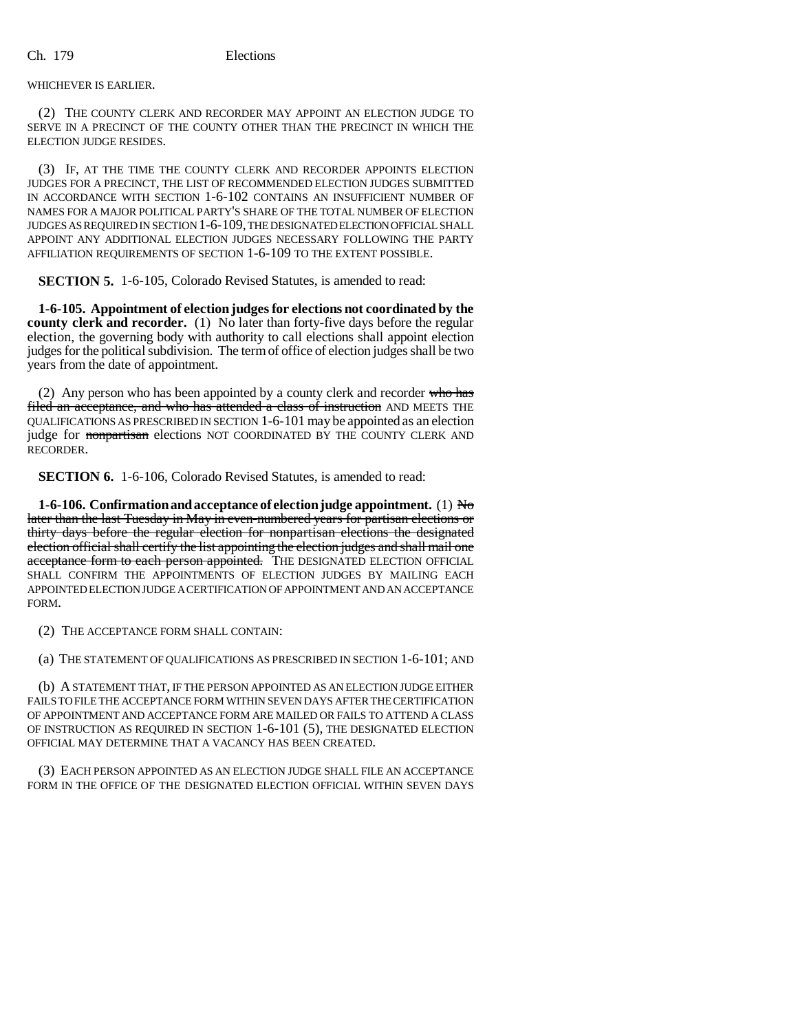WHICHEVER IS EARLIER.

(2) THE COUNTY CLERK AND RECORDER MAY APPOINT AN ELECTION JUDGE TO SERVE IN A PRECINCT OF THE COUNTY OTHER THAN THE PRECINCT IN WHICH THE ELECTION JUDGE RESIDES.

(3) IF, AT THE TIME THE COUNTY CLERK AND RECORDER APPOINTS ELECTION JUDGES FOR A PRECINCT, THE LIST OF RECOMMENDED ELECTION JUDGES SUBMITTED IN ACCORDANCE WITH SECTION 1-6-102 CONTAINS AN INSUFFICIENT NUMBER OF NAMES FOR A MAJOR POLITICAL PARTY'S SHARE OF THE TOTAL NUMBER OF ELECTION JUDGES AS REQUIRED IN SECTION 1-6-109, THE DESIGNATED ELECTION OFFICIAL SHALL APPOINT ANY ADDITIONAL ELECTION JUDGES NECESSARY FOLLOWING THE PARTY AFFILIATION REQUIREMENTS OF SECTION 1-6-109 TO THE EXTENT POSSIBLE.

**SECTION 5.** 1-6-105, Colorado Revised Statutes, is amended to read:

**1-6-105. Appointment of election judges for elections not coordinated by the county clerk and recorder.** (1) No later than forty-five days before the regular election, the governing body with authority to call elections shall appoint election judges for the political subdivision. The term of office of election judges shall be two years from the date of appointment.

(2) Any person who has been appointed by a county clerk and recorder ~~who has filed an acceptance, and who has attended a class of instruction~~ AND MEETS THE QUALIFICATIONS AS PRESCRIBED IN SECTION 1-6-101 may be appointed as an election judge for ~~nonpartisan~~ elections NOT COORDINATED BY THE COUNTY CLERK AND RECORDER.

**SECTION 6.** 1-6-106, Colorado Revised Statutes, is amended to read:

**1-6-106. Confirmation and acceptance of election judge appointment.** (1) ~~No later than the last Tuesday in May in even-numbered years for partisan elections or thirty days before the regular election for nonpartisan elections the designated election official shall certify the list appointing the election judges and shall mail one acceptance form to each person appointed.~~ THE DESIGNATED ELECTION OFFICIAL SHALL CONFIRM THE APPOINTMENTS OF ELECTION JUDGES BY MAILING EACH APPOINTED ELECTION JUDGE A CERTIFICATION OF APPOINTMENT AND AN ACCEPTANCE FORM.

(2) THE ACCEPTANCE FORM SHALL CONTAIN:

(a) THE STATEMENT OF QUALIFICATIONS AS PRESCRIBED IN SECTION 1-6-101; AND

(b) A STATEMENT THAT, IF THE PERSON APPOINTED AS AN ELECTION JUDGE EITHER FAILS TO FILE THE ACCEPTANCE FORM WITHIN SEVEN DAYS AFTER THE CERTIFICATION OF APPOINTMENT AND ACCEPTANCE FORM ARE MAILED OR FAILS TO ATTEND A CLASS OF INSTRUCTION AS REQUIRED IN SECTION 1-6-101 (5), THE DESIGNATED ELECTION OFFICIAL MAY DETERMINE THAT A VACANCY HAS BEEN CREATED.

(3) EACH PERSON APPOINTED AS AN ELECTION JUDGE SHALL FILE AN ACCEPTANCE FORM IN THE OFFICE OF THE DESIGNATED ELECTION OFFICIAL WITHIN SEVEN DAYS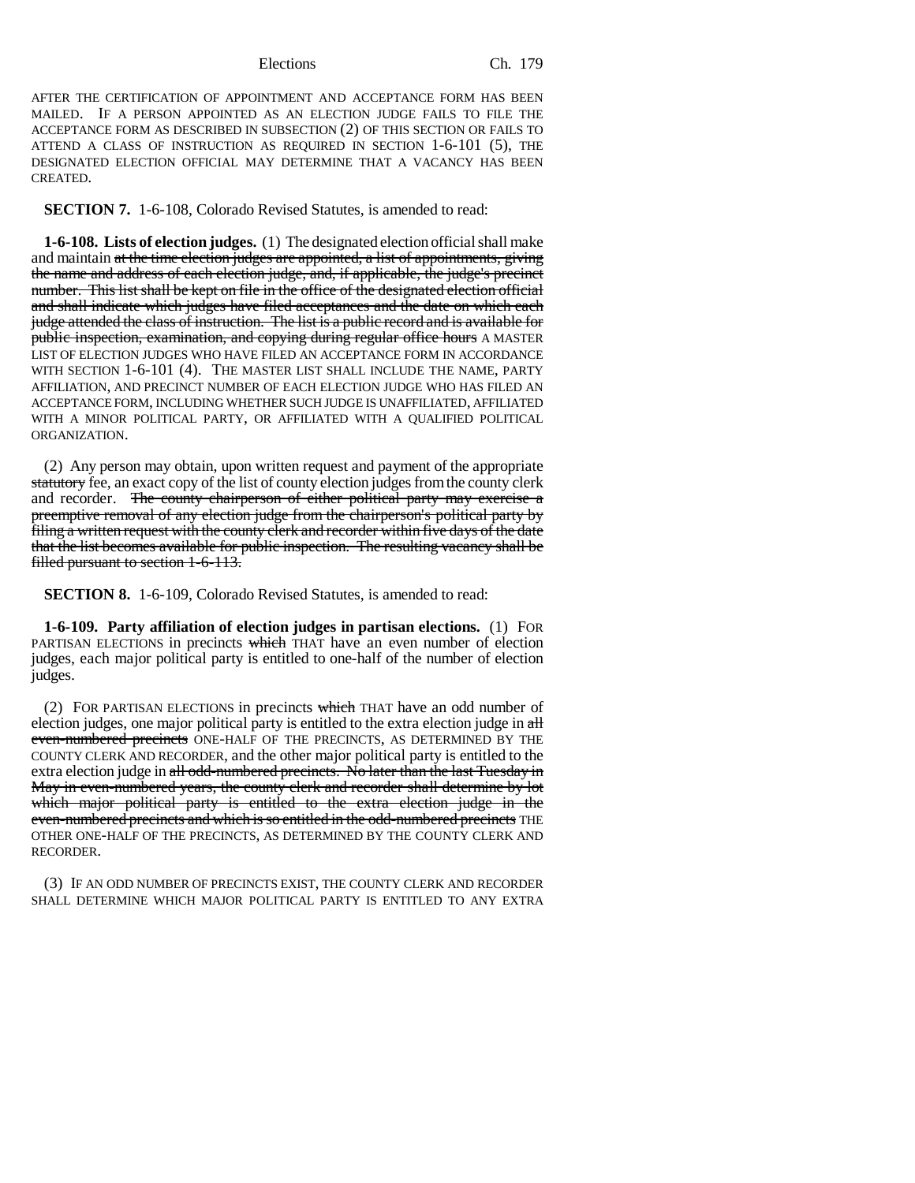AFTER THE CERTIFICATION OF APPOINTMENT AND ACCEPTANCE FORM HAS BEEN MAILED. IF A PERSON APPOINTED AS AN ELECTION JUDGE FAILS TO FILE THE ACCEPTANCE FORM AS DESCRIBED IN SUBSECTION (2) OF THIS SECTION OR FAILS TO ATTEND A CLASS OF INSTRUCTION AS REQUIRED IN SECTION 1-6-101 (5), THE DESIGNATED ELECTION OFFICIAL MAY DETERMINE THAT A VACANCY HAS BEEN CREATED.

**SECTION 7.** 1-6-108, Colorado Revised Statutes, is amended to read:

**1-6-108. Lists of election judges.** (1) The designated election official shall make and maintain ~~at the time election judges are appointed, a list of appointments, giving the name and address of each election judge, and, if applicable, the judge's precinct number. This list shall be kept on file in the office of the designated election official and shall indicate which judges have filed acceptances and the date on which each judge attended the class of instruction. The list is a public record and is available for public inspection, examination, and copying during regular office hours~~ A MASTER LIST OF ELECTION JUDGES WHO HAVE FILED AN ACCEPTANCE FORM IN ACCORDANCE WITH SECTION 1-6-101 (4). THE MASTER LIST SHALL INCLUDE THE NAME, PARTY AFFILIATION, AND PRECINCT NUMBER OF EACH ELECTION JUDGE WHO HAS FILED AN ACCEPTANCE FORM, INCLUDING WHETHER SUCH JUDGE IS UNAFFILIATED, AFFILIATED WITH A MINOR POLITICAL PARTY, OR AFFILIATED WITH A QUALIFIED POLITICAL ORGANIZATION.

(2) Any person may obtain, upon written request and payment of the appropriate ~~statutory~~ fee, an exact copy of the list of county election judges from the county clerk and recorder. ~~The county chairperson of either political party may exercise a preemptive removal of any election judge from the chairperson's political party by filing a written request with the county clerk and recorder within five days of the date that the list becomes available for public inspection. The resulting vacancy shall be filled pursuant to section 1-6-113.~~

**SECTION 8.** 1-6-109, Colorado Revised Statutes, is amended to read:

**1-6-109. Party affiliation of election judges in partisan elections.** (1) FOR PARTISAN ELECTIONS in precincts ~~which~~ THAT have an even number of election judges, each major political party is entitled to one-half of the number of election judges.

(2) FOR PARTISAN ELECTIONS in precincts ~~which~~ THAT have an odd number of election judges, one major political party is entitled to the extra election judge in ~~all even-numbered precincts~~ ONE-HALF OF THE PRECINCTS, AS DETERMINED BY THE COUNTY CLERK AND RECORDER, and the other major political party is entitled to the extra election judge in ~~all odd-numbered precincts. No later than the last Tuesday in May in even-numbered years, the county clerk and recorder shall determine by lot which major political party is entitled to the extra election judge in the even-numbered precincts and which is so entitled in the odd-numbered precincts~~ THE OTHER ONE-HALF OF THE PRECINCTS, AS DETERMINED BY THE COUNTY CLERK AND RECORDER.

(3) IF AN ODD NUMBER OF PRECINCTS EXIST, THE COUNTY CLERK AND RECORDER SHALL DETERMINE WHICH MAJOR POLITICAL PARTY IS ENTITLED TO ANY EXTRA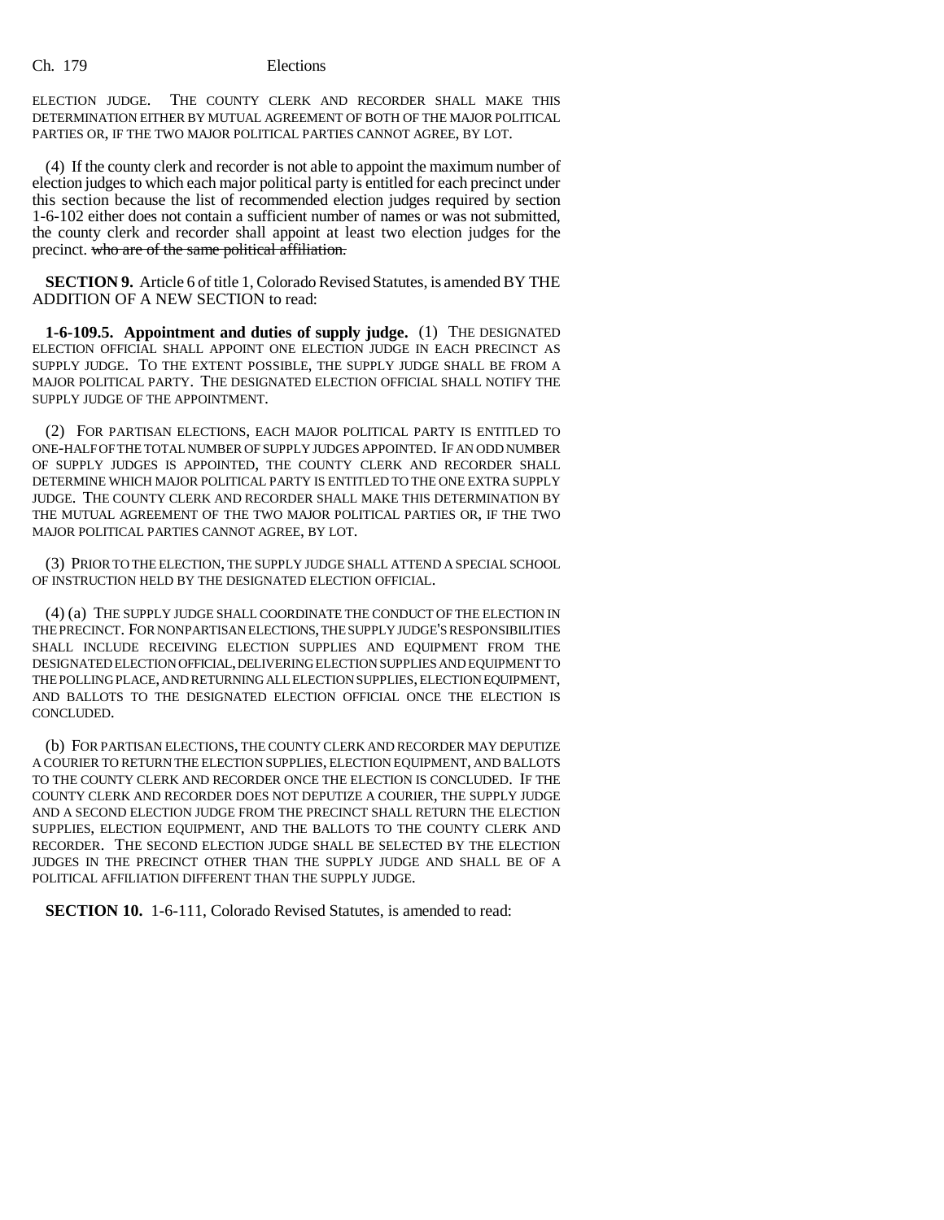ELECTION JUDGE. THE COUNTY CLERK AND RECORDER SHALL MAKE THIS DETERMINATION EITHER BY MUTUAL AGREEMENT OF BOTH OF THE MAJOR POLITICAL PARTIES OR, IF THE TWO MAJOR POLITICAL PARTIES CANNOT AGREE, BY LOT.

(4) If the county clerk and recorder is not able to appoint the maximum number of election judges to which each major political party is entitled for each precinct under this section because the list of recommended election judges required by section 1-6-102 either does not contain a sufficient number of names or was not submitted, the county clerk and recorder shall appoint at least two election judges for the precinct. ~~who are of the same political affiliation.~~

**SECTION 9.** Article 6 of title 1, Colorado Revised Statutes, is amended BY THE ADDITION OF A NEW SECTION to read:

**1-6-109.5. Appointment and duties of supply judge.** (1) THE DESIGNATED ELECTION OFFICIAL SHALL APPOINT ONE ELECTION JUDGE IN EACH PRECINCT AS SUPPLY JUDGE. TO THE EXTENT POSSIBLE, THE SUPPLY JUDGE SHALL BE FROM A MAJOR POLITICAL PARTY. THE DESIGNATED ELECTION OFFICIAL SHALL NOTIFY THE SUPPLY JUDGE OF THE APPOINTMENT.

(2) FOR PARTISAN ELECTIONS, EACH MAJOR POLITICAL PARTY IS ENTITLED TO ONE-HALF OF THE TOTAL NUMBER OF SUPPLY JUDGES APPOINTED. IF AN ODD NUMBER OF SUPPLY JUDGES IS APPOINTED, THE COUNTY CLERK AND RECORDER SHALL DETERMINE WHICH MAJOR POLITICAL PARTY IS ENTITLED TO THE ONE EXTRA SUPPLY JUDGE. THE COUNTY CLERK AND RECORDER SHALL MAKE THIS DETERMINATION BY THE MUTUAL AGREEMENT OF THE TWO MAJOR POLITICAL PARTIES OR, IF THE TWO MAJOR POLITICAL PARTIES CANNOT AGREE, BY LOT.

(3) PRIOR TO THE ELECTION, THE SUPPLY JUDGE SHALL ATTEND A SPECIAL SCHOOL OF INSTRUCTION HELD BY THE DESIGNATED ELECTION OFFICIAL.

(4) (a) THE SUPPLY JUDGE SHALL COORDINATE THE CONDUCT OF THE ELECTION IN THE PRECINCT. FOR NONPARTISAN ELECTIONS, THE SUPPLY JUDGE'S RESPONSIBILITIES SHALL INCLUDE RECEIVING ELECTION SUPPLIES AND EQUIPMENT FROM THE DESIGNATED ELECTION OFFICIAL, DELIVERING ELECTION SUPPLIES AND EQUIPMENT TO THE POLLING PLACE, AND RETURNING ALL ELECTION SUPPLIES, ELECTION EQUIPMENT, AND BALLOTS TO THE DESIGNATED ELECTION OFFICIAL ONCE THE ELECTION IS CONCLUDED.

(b) FOR PARTISAN ELECTIONS, THE COUNTY CLERK AND RECORDER MAY DEPUTIZE A COURIER TO RETURN THE ELECTION SUPPLIES, ELECTION EQUIPMENT, AND BALLOTS TO THE COUNTY CLERK AND RECORDER ONCE THE ELECTION IS CONCLUDED. IF THE COUNTY CLERK AND RECORDER DOES NOT DEPUTIZE A COURIER, THE SUPPLY JUDGE AND A SECOND ELECTION JUDGE FROM THE PRECINCT SHALL RETURN THE ELECTION SUPPLIES, ELECTION EQUIPMENT, AND THE BALLOTS TO THE COUNTY CLERK AND RECORDER. THE SECOND ELECTION JUDGE SHALL BE SELECTED BY THE ELECTION JUDGES IN THE PRECINCT OTHER THAN THE SUPPLY JUDGE AND SHALL BE OF A POLITICAL AFFILIATION DIFFERENT THAN THE SUPPLY JUDGE.

**SECTION 10.** 1-6-111, Colorado Revised Statutes, is amended to read: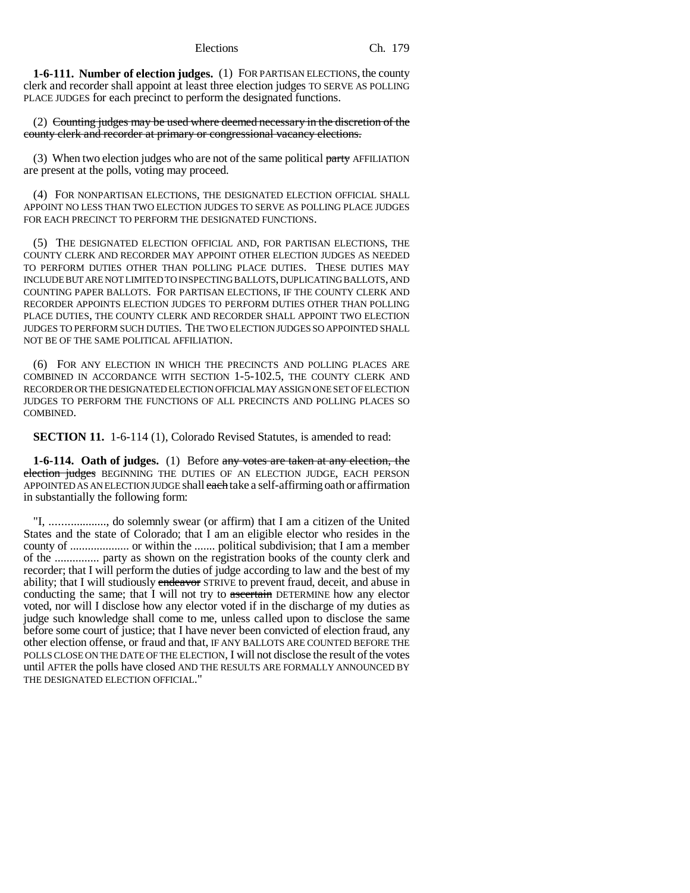**1-6-111. Number of election judges.** (1) FOR PARTISAN ELECTIONS, the county clerk and recorder shall appoint at least three election judges TO SERVE AS POLLING PLACE JUDGES for each precinct to perform the designated functions.

(2) ~~Counting judges may be used where deemed necessary in the discretion of the county clerk and recorder at primary or congressional vacancy elections.~~

(3) When two election judges who are not of the same political ~~party~~ AFFILIATION are present at the polls, voting may proceed.

(4) FOR NONPARTISAN ELECTIONS, THE DESIGNATED ELECTION OFFICIAL SHALL APPOINT NO LESS THAN TWO ELECTION JUDGES TO SERVE AS POLLING PLACE JUDGES FOR EACH PRECINCT TO PERFORM THE DESIGNATED FUNCTIONS.

(5) THE DESIGNATED ELECTION OFFICIAL AND, FOR PARTISAN ELECTIONS, THE COUNTY CLERK AND RECORDER MAY APPOINT OTHER ELECTION JUDGES AS NEEDED TO PERFORM DUTIES OTHER THAN POLLING PLACE DUTIES. THESE DUTIES MAY INCLUDE BUT ARE NOT LIMITED TO INSPECTING BALLOTS, DUPLICATING BALLOTS, AND COUNTING PAPER BALLOTS. FOR PARTISAN ELECTIONS, IF THE COUNTY CLERK AND RECORDER APPOINTS ELECTION JUDGES TO PERFORM DUTIES OTHER THAN POLLING PLACE DUTIES, THE COUNTY CLERK AND RECORDER SHALL APPOINT TWO ELECTION JUDGES TO PERFORM SUCH DUTIES. THE TWO ELECTION JUDGES SO APPOINTED SHALL NOT BE OF THE SAME POLITICAL AFFILIATION.

(6) FOR ANY ELECTION IN WHICH THE PRECINCTS AND POLLING PLACES ARE COMBINED IN ACCORDANCE WITH SECTION 1-5-102.5, THE COUNTY CLERK AND RECORDER OR THE DESIGNATED ELECTION OFFICIAL MAY ASSIGN ONE SET OF ELECTION JUDGES TO PERFORM THE FUNCTIONS OF ALL PRECINCTS AND POLLING PLACES SO COMBINED.

**SECTION 11.** 1-6-114 (1), Colorado Revised Statutes, is amended to read:

**1-6-114. Oath of judges.** (1) Before ~~any votes are taken at any election, the election judges~~ BEGINNING THE DUTIES OF AN ELECTION JUDGE, EACH PERSON APPOINTED AS AN ELECTION JUDGE shall ~~each~~ take a self-affirming oath or affirmation in substantially the following form:

"I, ..................., do solemnly swear (or affirm) that I am a citizen of the United States and the state of Colorado; that I am an eligible elector who resides in the county of .................... or within the ....... political subdivision; that I am a member of the ............... party as shown on the registration books of the county clerk and recorder; that I will perform the duties of judge according to law and the best of my ability; that I will studiously ~~endeavor~~ STRIVE to prevent fraud, deceit, and abuse in conducting the same; that I will not try to ~~ascertain~~ DETERMINE how any elector voted, nor will I disclose how any elector voted if in the discharge of my duties as judge such knowledge shall come to me, unless called upon to disclose the same before some court of justice; that I have never been convicted of election fraud, any other election offense, or fraud and that, IF ANY BALLOTS ARE COUNTED BEFORE THE POLLS CLOSE ON THE DATE OF THE ELECTION, I will not disclose the result of the votes until AFTER the polls have closed AND THE RESULTS ARE FORMALLY ANNOUNCED BY THE DESIGNATED ELECTION OFFICIAL."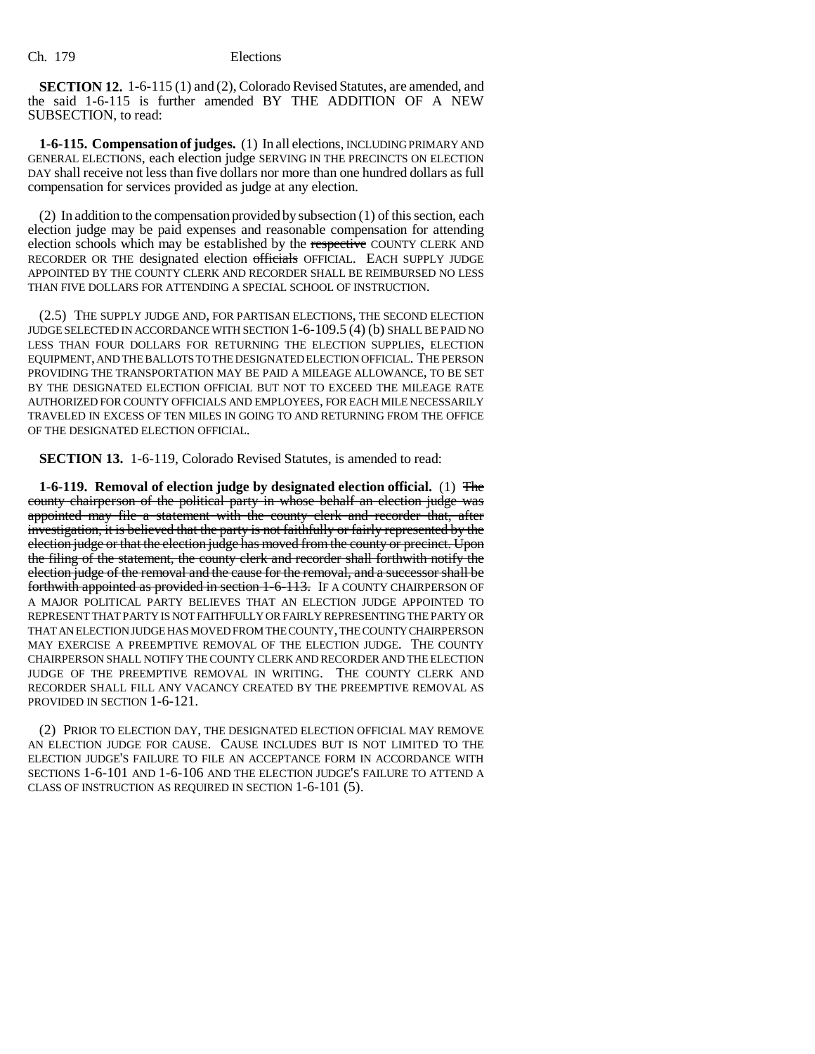**SECTION 12.** 1-6-115 (1) and (2), Colorado Revised Statutes, are amended, and the said 1-6-115 is further amended BY THE ADDITION OF A NEW SUBSECTION, to read:

**1-6-115. Compensation of judges.** (1) In all elections, INCLUDING PRIMARY AND GENERAL ELECTIONS, each election judge SERVING IN THE PRECINCTS ON ELECTION DAY shall receive not less than five dollars nor more than one hundred dollars as full compensation for services provided as judge at any election.

(2) In addition to the compensation provided by subsection (1) of this section, each election judge may be paid expenses and reasonable compensation for attending election schools which may be established by the ~~respective~~ COUNTY CLERK AND RECORDER OR THE designated election ~~officials~~ OFFICIAL. EACH SUPPLY JUDGE APPOINTED BY THE COUNTY CLERK AND RECORDER SHALL BE REIMBURSED NO LESS THAN FIVE DOLLARS FOR ATTENDING A SPECIAL SCHOOL OF INSTRUCTION.

(2.5) THE SUPPLY JUDGE AND, FOR PARTISAN ELECTIONS, THE SECOND ELECTION JUDGE SELECTED IN ACCORDANCE WITH SECTION 1-6-109.5 (4) (b) SHALL BE PAID NO LESS THAN FOUR DOLLARS FOR RETURNING THE ELECTION SUPPLIES, ELECTION EQUIPMENT, AND THE BALLOTS TO THE DESIGNATED ELECTION OFFICIAL. THE PERSON PROVIDING THE TRANSPORTATION MAY BE PAID A MILEAGE ALLOWANCE, TO BE SET BY THE DESIGNATED ELECTION OFFICIAL BUT NOT TO EXCEED THE MILEAGE RATE AUTHORIZED FOR COUNTY OFFICIALS AND EMPLOYEES, FOR EACH MILE NECESSARILY TRAVELED IN EXCESS OF TEN MILES IN GOING TO AND RETURNING FROM THE OFFICE OF THE DESIGNATED ELECTION OFFICIAL.

**SECTION 13.** 1-6-119, Colorado Revised Statutes, is amended to read:

**1-6-119. Removal of election judge by designated election official.** (1) ~~The county chairperson of the political party in whose behalf an election judge was appointed may file a statement with the county clerk and recorder that, after investigation, it is believed that the party is not faithfully or fairly represented by the election judge or that the election judge has moved from the county or precinct. Upon the filing of the statement, the county clerk and recorder shall forthwith notify the election judge of the removal and the cause for the removal, and a successor shall be forthwith appointed as provided in section 1-6-113.~~ IF A COUNTY CHAIRPERSON OF A MAJOR POLITICAL PARTY BELIEVES THAT AN ELECTION JUDGE APPOINTED TO REPRESENT THAT PARTY IS NOT FAITHFULLY OR FAIRLY REPRESENTING THE PARTY OR THAT AN ELECTION JUDGE HAS MOVED FROM THE COUNTY, THE COUNTY CHAIRPERSON MAY EXERCISE A PREEMPTIVE REMOVAL OF THE ELECTION JUDGE. THE COUNTY CHAIRPERSON SHALL NOTIFY THE COUNTY CLERK AND RECORDER AND THE ELECTION JUDGE OF THE PREEMPTIVE REMOVAL IN WRITING. THE COUNTY CLERK AND RECORDER SHALL FILL ANY VACANCY CREATED BY THE PREEMPTIVE REMOVAL AS PROVIDED IN SECTION 1-6-121.

(2) PRIOR TO ELECTION DAY, THE DESIGNATED ELECTION OFFICIAL MAY REMOVE AN ELECTION JUDGE FOR CAUSE. CAUSE INCLUDES BUT IS NOT LIMITED TO THE ELECTION JUDGE'S FAILURE TO FILE AN ACCEPTANCE FORM IN ACCORDANCE WITH SECTIONS 1-6-101 AND 1-6-106 AND THE ELECTION JUDGE'S FAILURE TO ATTEND A CLASS OF INSTRUCTION AS REQUIRED IN SECTION 1-6-101 (5).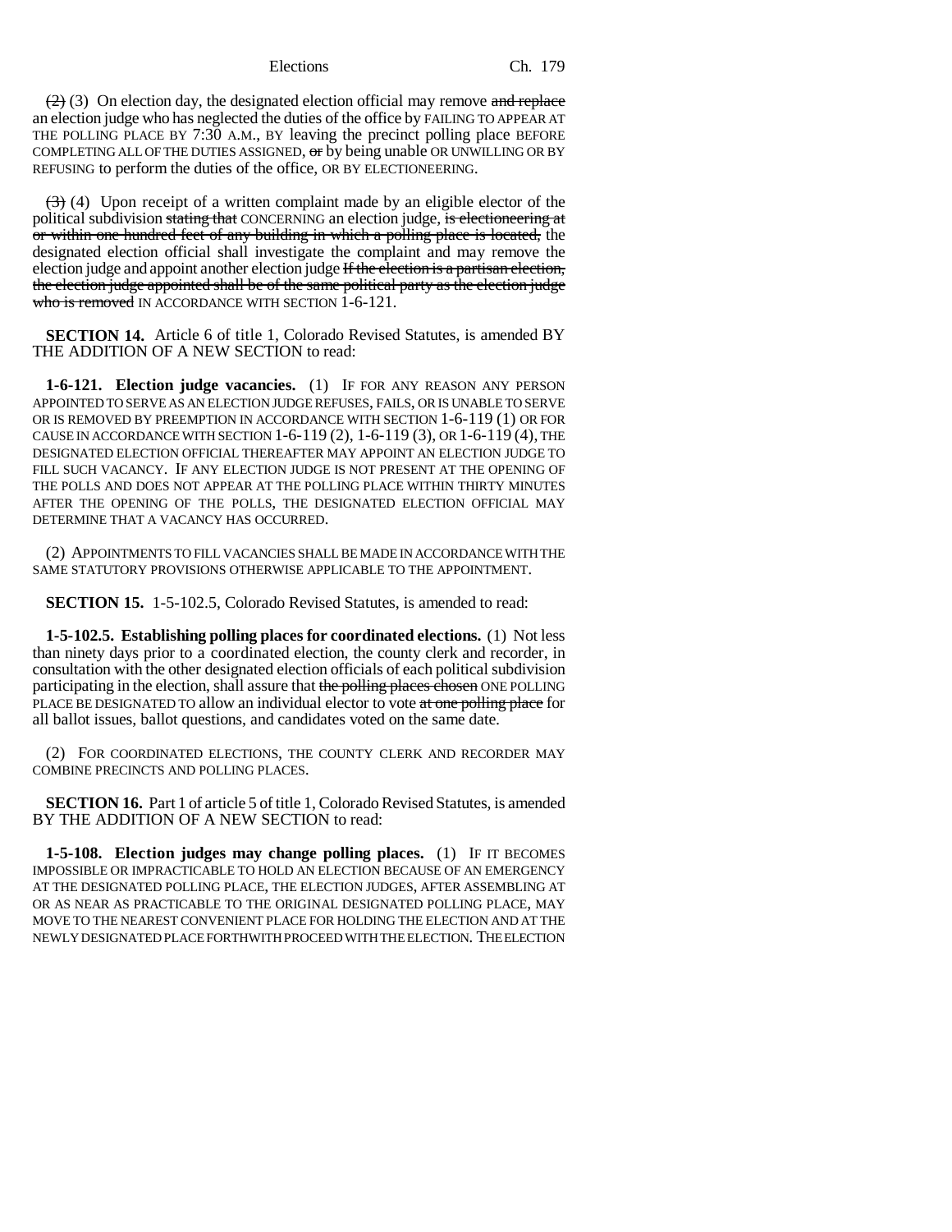~~(2)~~ (3) On election day, the designated election official may remove ~~and replace~~ an election judge who has neglected the duties of the office by FAILING TO APPEAR AT THE POLLING PLACE BY 7:30 A.M., BY leaving the precinct polling place BEFORE COMPLETING ALL OF THE DUTIES ASSIGNED, ~~or~~ by being unable OR UNWILLING OR BY REFUSING to perform the duties of the office, OR BY ELECTIONEERING.

~~(3)~~ (4) Upon receipt of a written complaint made by an eligible elector of the political subdivision ~~stating that~~ CONCERNING an election judge, ~~is electioneering at or within one hundred feet of any building in which a polling place is located,~~ the designated election official shall investigate the complaint and may remove the election judge and appoint another election judge ~~If the election is a partisan election, the election judge appointed shall be of the same political party as the election judge who is removed~~ IN ACCORDANCE WITH SECTION 1-6-121.

**SECTION 14.** Article 6 of title 1, Colorado Revised Statutes, is amended BY THE ADDITION OF A NEW SECTION to read:

**1-6-121. Election judge vacancies.** (1) IF FOR ANY REASON ANY PERSON APPOINTED TO SERVE AS AN ELECTION JUDGE REFUSES, FAILS, OR IS UNABLE TO SERVE OR IS REMOVED BY PREEMPTION IN ACCORDANCE WITH SECTION 1-6-119 (1) OR FOR CAUSE IN ACCORDANCE WITH SECTION 1-6-119 (2), 1-6-119 (3), OR 1-6-119 (4), THE DESIGNATED ELECTION OFFICIAL THEREAFTER MAY APPOINT AN ELECTION JUDGE TO FILL SUCH VACANCY. IF ANY ELECTION JUDGE IS NOT PRESENT AT THE OPENING OF THE POLLS AND DOES NOT APPEAR AT THE POLLING PLACE WITHIN THIRTY MINUTES AFTER THE OPENING OF THE POLLS, THE DESIGNATED ELECTION OFFICIAL MAY DETERMINE THAT A VACANCY HAS OCCURRED.

(2) APPOINTMENTS TO FILL VACANCIES SHALL BE MADE IN ACCORDANCE WITH THE SAME STATUTORY PROVISIONS OTHERWISE APPLICABLE TO THE APPOINTMENT.

**SECTION 15.** 1-5-102.5, Colorado Revised Statutes, is amended to read:

**1-5-102.5. Establishing polling places for coordinated elections.** (1) Not less than ninety days prior to a coordinated election, the county clerk and recorder, in consultation with the other designated election officials of each political subdivision participating in the election, shall assure that ~~the polling places chosen~~ ONE POLLING PLACE BE DESIGNATED TO allow an individual elector to vote ~~at one polling place~~ for all ballot issues, ballot questions, and candidates voted on the same date.

(2) FOR COORDINATED ELECTIONS, THE COUNTY CLERK AND RECORDER MAY COMBINE PRECINCTS AND POLLING PLACES.

**SECTION 16.** Part 1 of article 5 of title 1, Colorado Revised Statutes, is amended BY THE ADDITION OF A NEW SECTION to read:

**1-5-108. Election judges may change polling places.** (1) IF IT BECOMES IMPOSSIBLE OR IMPRACTICABLE TO HOLD AN ELECTION BECAUSE OF AN EMERGENCY AT THE DESIGNATED POLLING PLACE, THE ELECTION JUDGES, AFTER ASSEMBLING AT OR AS NEAR AS PRACTICABLE TO THE ORIGINAL DESIGNATED POLLING PLACE, MAY MOVE TO THE NEAREST CONVENIENT PLACE FOR HOLDING THE ELECTION AND AT THE NEWLY DESIGNATED PLACE FORTHWITH PROCEED WITH THE ELECTION. THE ELECTION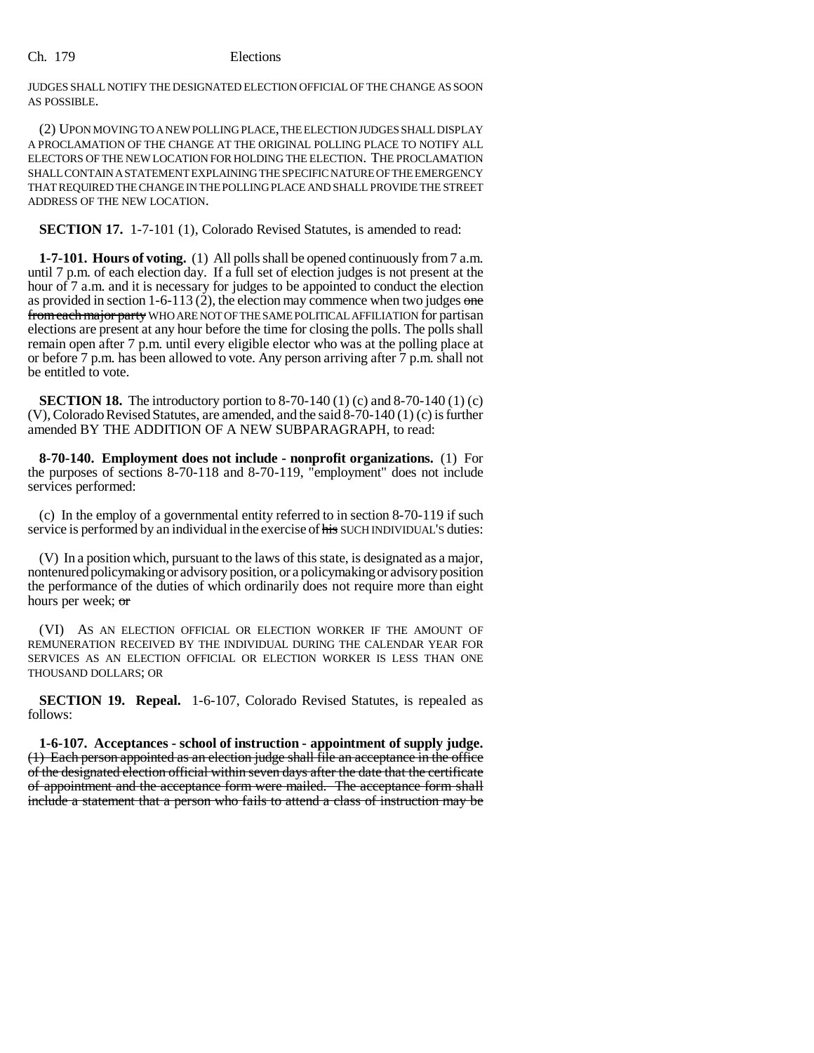JUDGES SHALL NOTIFY THE DESIGNATED ELECTION OFFICIAL OF THE CHANGE AS SOON AS POSSIBLE.

(2) UPON MOVING TO A NEW POLLING PLACE, THE ELECTION JUDGES SHALL DISPLAY A PROCLAMATION OF THE CHANGE AT THE ORIGINAL POLLING PLACE TO NOTIFY ALL ELECTORS OF THE NEW LOCATION FOR HOLDING THE ELECTION. THE PROCLAMATION SHALL CONTAIN A STATEMENT EXPLAINING THE SPECIFIC NATURE OF THE EMERGENCY THAT REQUIRED THE CHANGE IN THE POLLING PLACE AND SHALL PROVIDE THE STREET ADDRESS OF THE NEW LOCATION.

**SECTION 17.** 1-7-101 (1), Colorado Revised Statutes, is amended to read:

**1-7-101. Hours of voting.** (1) All polls shall be opened continuously from 7 a.m. until 7 p.m. of each election day. If a full set of election judges is not present at the hour of 7 a.m. and it is necessary for judges to be appointed to conduct the election as provided in section 1-6-113 (2), the election may commence when two judges ~~one from each major party~~ WHO ARE NOT OF THE SAME POLITICAL AFFILIATION for partisan elections are present at any hour before the time for closing the polls. The polls shall remain open after 7 p.m. until every eligible elector who was at the polling place at or before 7 p.m. has been allowed to vote. Any person arriving after 7 p.m. shall not be entitled to vote.

**SECTION 18.** The introductory portion to 8-70-140 (1) (c) and 8-70-140 (1) (c) (V), Colorado Revised Statutes, are amended, and the said 8-70-140 (1) (c) is further amended BY THE ADDITION OF A NEW SUBPARAGRAPH, to read:

**8-70-140. Employment does not include - nonprofit organizations.** (1) For the purposes of sections 8-70-118 and 8-70-119, "employment" does not include services performed:

(c) In the employ of a governmental entity referred to in section 8-70-119 if such service is performed by an individual in the exercise of ~~his~~ SUCH INDIVIDUAL'S duties:

(V) In a position which, pursuant to the laws of this state, is designated as a major, nontenured policymaking or advisory position, or a policymaking or advisory position the performance of the duties of which ordinarily does not require more than eight hours per week; ~~or~~

(VI) AS AN ELECTION OFFICIAL OR ELECTION WORKER IF THE AMOUNT OF REMUNERATION RECEIVED BY THE INDIVIDUAL DURING THE CALENDAR YEAR FOR SERVICES AS AN ELECTION OFFICIAL OR ELECTION WORKER IS LESS THAN ONE THOUSAND DOLLARS; OR

**SECTION 19. Repeal.** 1-6-107, Colorado Revised Statutes, is repealed as follows:

~~**1-6-107. Acceptances - school of instruction - appointment of supply judge.** (1) Each person appointed as an election judge shall file an acceptance in the office of the designated election official within seven days after the date that the certificate of appointment and the acceptance form were mailed. The acceptance form shall include a statement that a person who fails to attend a class of instruction may be~~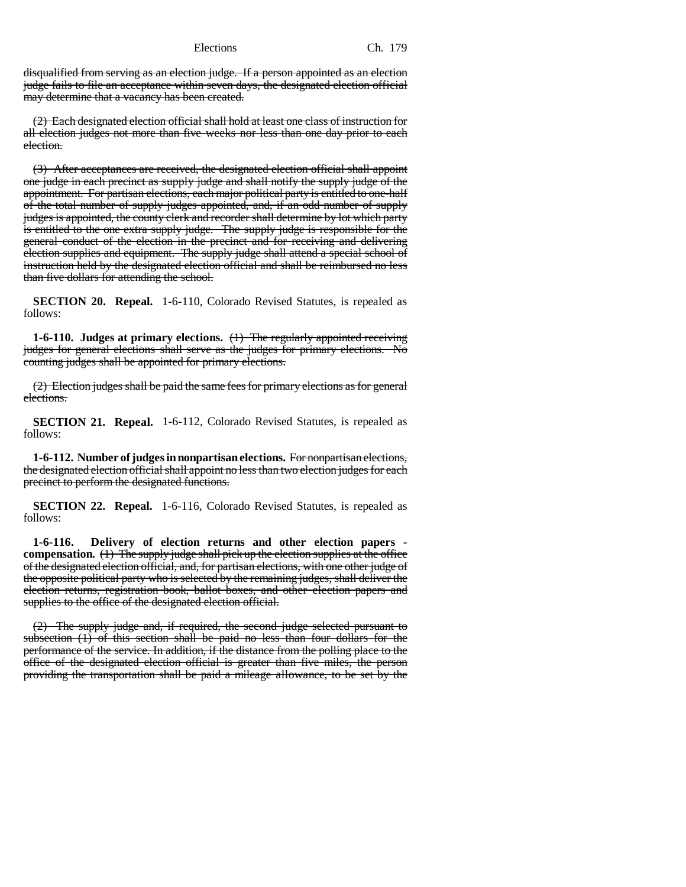disqualified from serving as an election judge. If a person appointed as an election judge fails to file an acceptance within seven days, the designated election official may determine that a vacancy has been created.

(2) Each designated election official shall hold at least one class of instruction for all election judges not more than five weeks nor less than one day prior to each election.

(3) After acceptances are received, the designated election official shall appoint one judge in each precinct as supply judge and shall notify the supply judge of the appointment. For partisan elections, each major political party is entitled to one-half of the total number of supply judges appointed, and, if an odd number of supply judges is appointed, the county clerk and recorder shall determine by lot which party is entitled to the one extra supply judge. The supply judge is responsible for the general conduct of the election in the precinct and for receiving and delivering election supplies and equipment. The supply judge shall attend a special school of instruction held by the designated election official and shall be reimbursed no less than five dollars for attending the school.

**SECTION 20. Repeal.** 1-6-110, Colorado Revised Statutes, is repealed as follows:

**1-6-110. Judges at primary elections.** (1) The regularly appointed receiving judges for general elections shall serve as the judges for primary elections. No counting judges shall be appointed for primary elections.

(2) Election judges shall be paid the same fees for primary elections as for general elections.

**SECTION 21. Repeal.** 1-6-112, Colorado Revised Statutes, is repealed as follows:

**1-6-112. Number of judges in nonpartisan elections.** For nonpartisan elections, the designated election official shall appoint no less than two election judges for each precinct to perform the designated functions.

**SECTION 22. Repeal.** 1-6-116, Colorado Revised Statutes, is repealed as follows:

**1-6-116. Delivery of election returns and other election papers - compensation.** (1) The supply judge shall pick up the election supplies at the office of the designated election official, and, for partisan elections, with one other judge of the opposite political party who is selected by the remaining judges, shall deliver the election returns, registration book, ballot boxes, and other election papers and supplies to the office of the designated election official.

(2) The supply judge and, if required, the second judge selected pursuant to subsection (1) of this section shall be paid no less than four dollars for the performance of the service. In addition, if the distance from the polling place to the office of the designated election official is greater than five miles, the person providing the transportation shall be paid a mileage allowance, to be set by the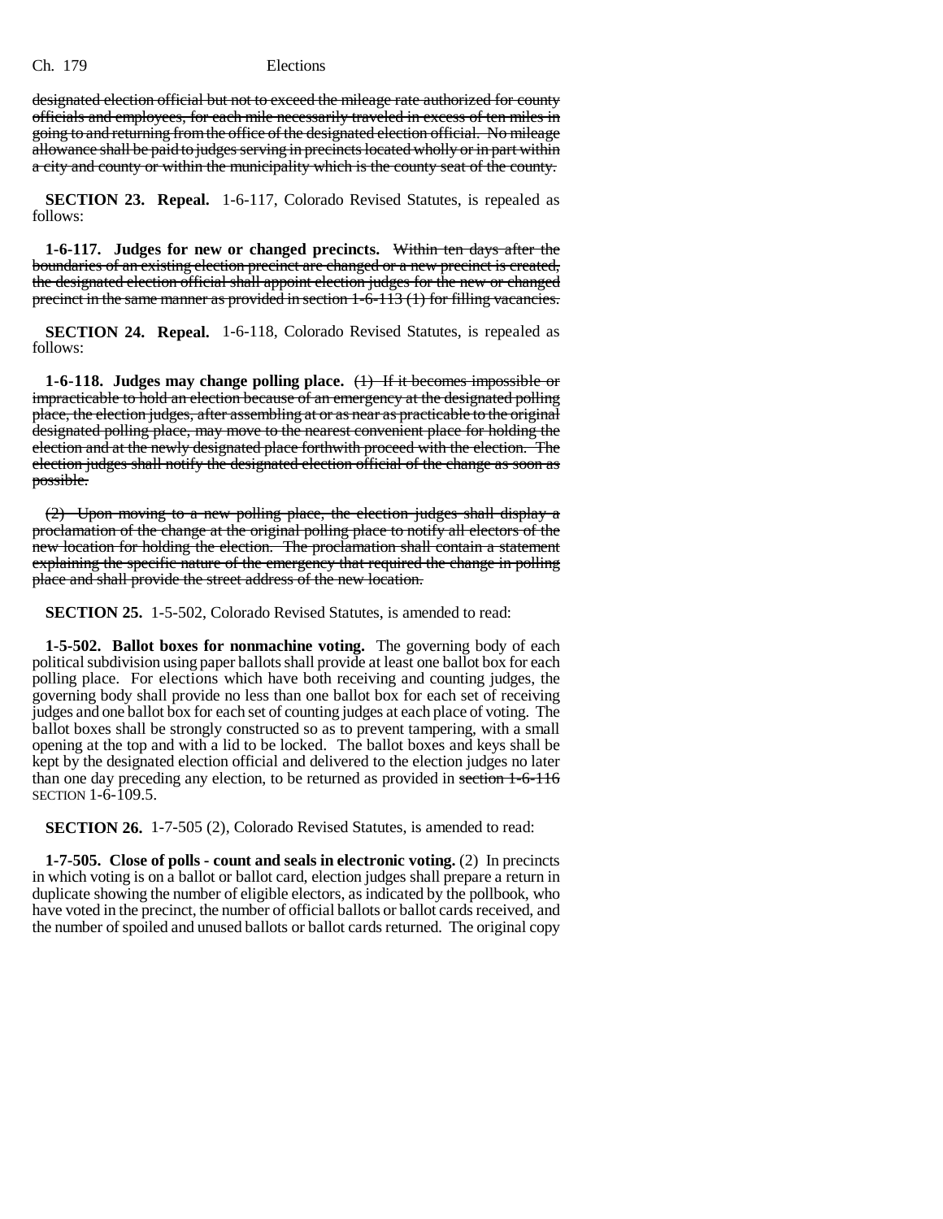designated election official but not to exceed the mileage rate authorized for county officials and employees, for each mile necessarily traveled in excess of ten miles in going to and returning from the office of the designated election official. No mileage allowance shall be paid to judges serving in precincts located wholly or in part within a city and county or within the municipality which is the county seat of the county.

**SECTION 23. Repeal.** 1-6-117, Colorado Revised Statutes, is repealed as follows:

**1-6-117. Judges for new or changed precincts.** ~~Within ten days after the boundaries of an existing election precinct are changed or a new precinct is created, the designated election official shall appoint election judges for the new or changed precinct in the same manner as provided in section 1-6-113 (1) for filling vacancies.~~

**SECTION 24. Repeal.** 1-6-118, Colorado Revised Statutes, is repealed as follows:

**1-6-118. Judges may change polling place.** ~~(1) If it becomes impossible or impracticable to hold an election because of an emergency at the designated polling place, the election judges, after assembling at or as near as practicable to the original designated polling place, may move to the nearest convenient place for holding the election and at the newly designated place forthwith proceed with the election. The election judges shall notify the designated election official of the change as soon as possible.~~

~~(2) Upon moving to a new polling place, the election judges shall display a proclamation of the change at the original polling place to notify all electors of the new location for holding the election. The proclamation shall contain a statement explaining the specific nature of the emergency that required the change in polling place and shall provide the street address of the new location.~~

**SECTION 25.** 1-5-502, Colorado Revised Statutes, is amended to read:

**1-5-502. Ballot boxes for nonmachine voting.** The governing body of each political subdivision using paper ballots shall provide at least one ballot box for each polling place. For elections which have both receiving and counting judges, the governing body shall provide no less than one ballot box for each set of receiving judges and one ballot box for each set of counting judges at each place of voting. The ballot boxes shall be strongly constructed so as to prevent tampering, with a small opening at the top and with a lid to be locked. The ballot boxes and keys shall be kept by the designated election official and delivered to the election judges no later than one day preceding any election, to be returned as provided in ~~section 1-6-116~~ SECTION 1-6-109.5.

**SECTION 26.** 1-7-505 (2), Colorado Revised Statutes, is amended to read:

**1-7-505. Close of polls - count and seals in electronic voting.** (2) In precincts in which voting is on a ballot or ballot card, election judges shall prepare a return in duplicate showing the number of eligible electors, as indicated by the pollbook, who have voted in the precinct, the number of official ballots or ballot cards received, and the number of spoiled and unused ballots or ballot cards returned. The original copy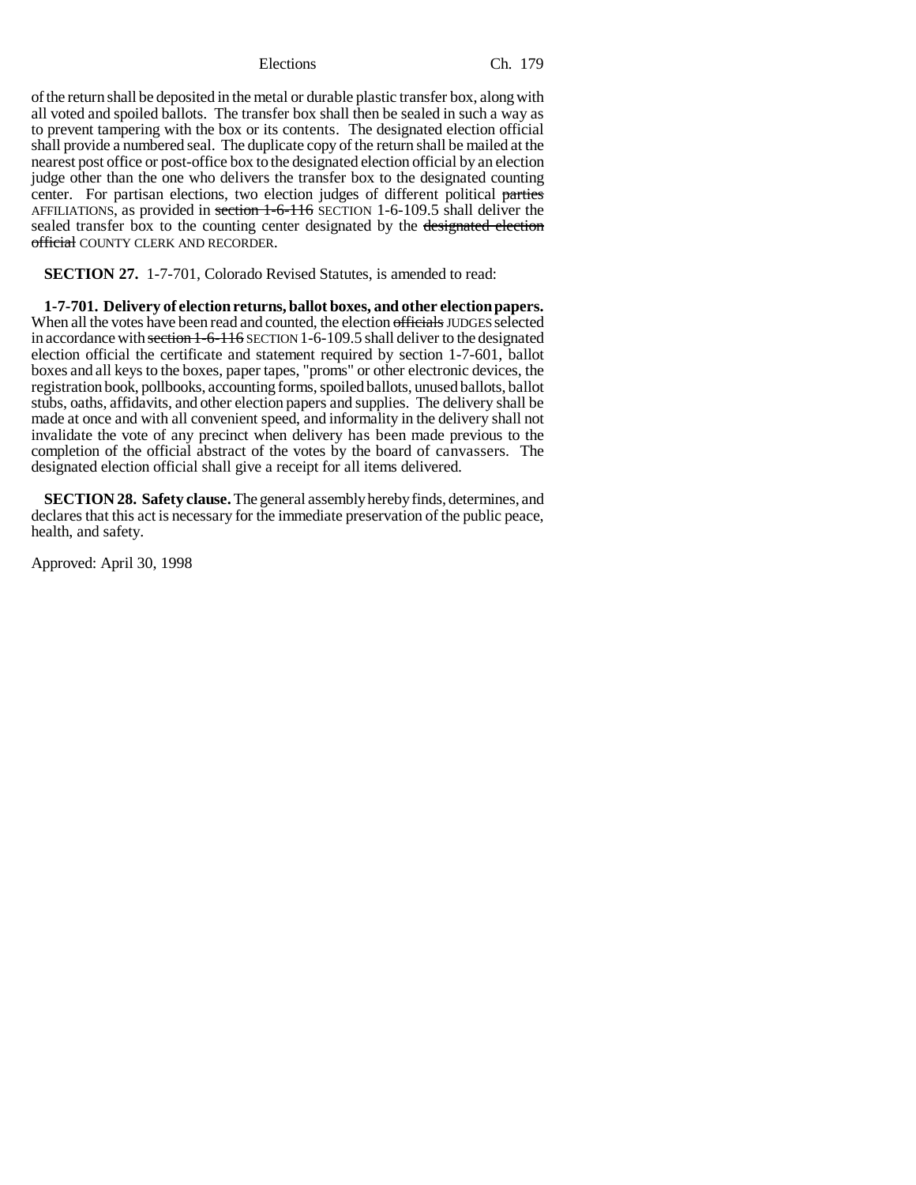of the return shall be deposited in the metal or durable plastic transfer box, along with all voted and spoiled ballots. The transfer box shall then be sealed in such a way as to prevent tampering with the box or its contents. The designated election official shall provide a numbered seal. The duplicate copy of the return shall be mailed at the nearest post office or post-office box to the designated election official by an election judge other than the one who delivers the transfer box to the designated counting center. For partisan elections, two election judges of different political ~~parties~~ AFFILIATIONS, as provided in ~~section 1-6-116~~ SECTION 1-6-109.5 shall deliver the sealed transfer box to the counting center designated by the ~~designated election official~~ COUNTY CLERK AND RECORDER.

**SECTION 27.** 1-7-701, Colorado Revised Statutes, is amended to read:

**1-7-701. Delivery of election returns, ballot boxes, and other election papers.** When all the votes have been read and counted, the election ~~officials~~ JUDGES selected in accordance with ~~section 1-6-116~~ SECTION 1-6-109.5 shall deliver to the designated election official the certificate and statement required by section 1-7-601, ballot boxes and all keys to the boxes, paper tapes, "proms" or other electronic devices, the registration book, pollbooks, accounting forms, spoiled ballots, unused ballots, ballot stubs, oaths, affidavits, and other election papers and supplies. The delivery shall be made at once and with all convenient speed, and informality in the delivery shall not invalidate the vote of any precinct when delivery has been made previous to the completion of the official abstract of the votes by the board of canvassers. The designated election official shall give a receipt for all items delivered.

**SECTION 28. Safety clause.** The general assembly hereby finds, determines, and declares that this act is necessary for the immediate preservation of the public peace, health, and safety.

Approved: April 30, 1998